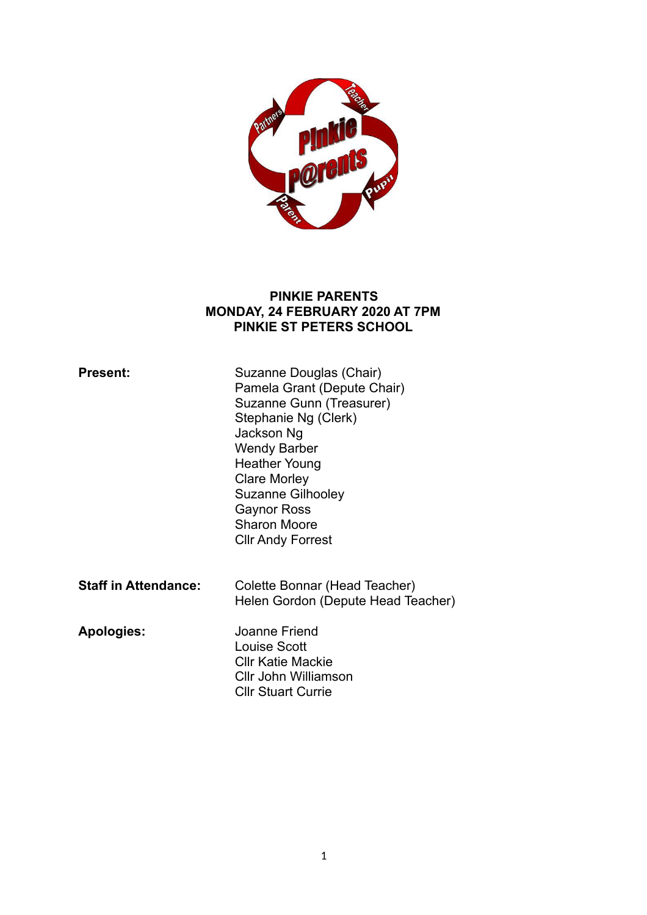**PINKIE PARENTS**
**MONDAY, 24 FEBRUARY 2020 AT 7PM**
**PINKIE ST PETERS SCHOOL**

| | |
|---|---|
| **Present:** | Suzanne Douglas (Chair) |
| | Pamela Grant (Depute Chair) |
| | Suzanne Gunn (Treasurer) |
| | Stephanie Ng (Clerk) |
| | Jackson Ng |
| | Wendy Barber |
| | Heather Young |
| | Clare Morley |
| | Suzanne Gilhooley |
| | Gaynor Ross |
| | Sharon Moore |
| | Cllr Andy Forrest |
| **Staff in Attendance:** | Colette Bonnar (Head Teacher) |
| | Helen Gordon (Depute Head Teacher) |
| **Apologies:** | Joanne Friend |
| | Louise Scott |
| | Cllr Katie Mackie |
| | Cllr John Williamson |
| | Cllr Stuart Currie |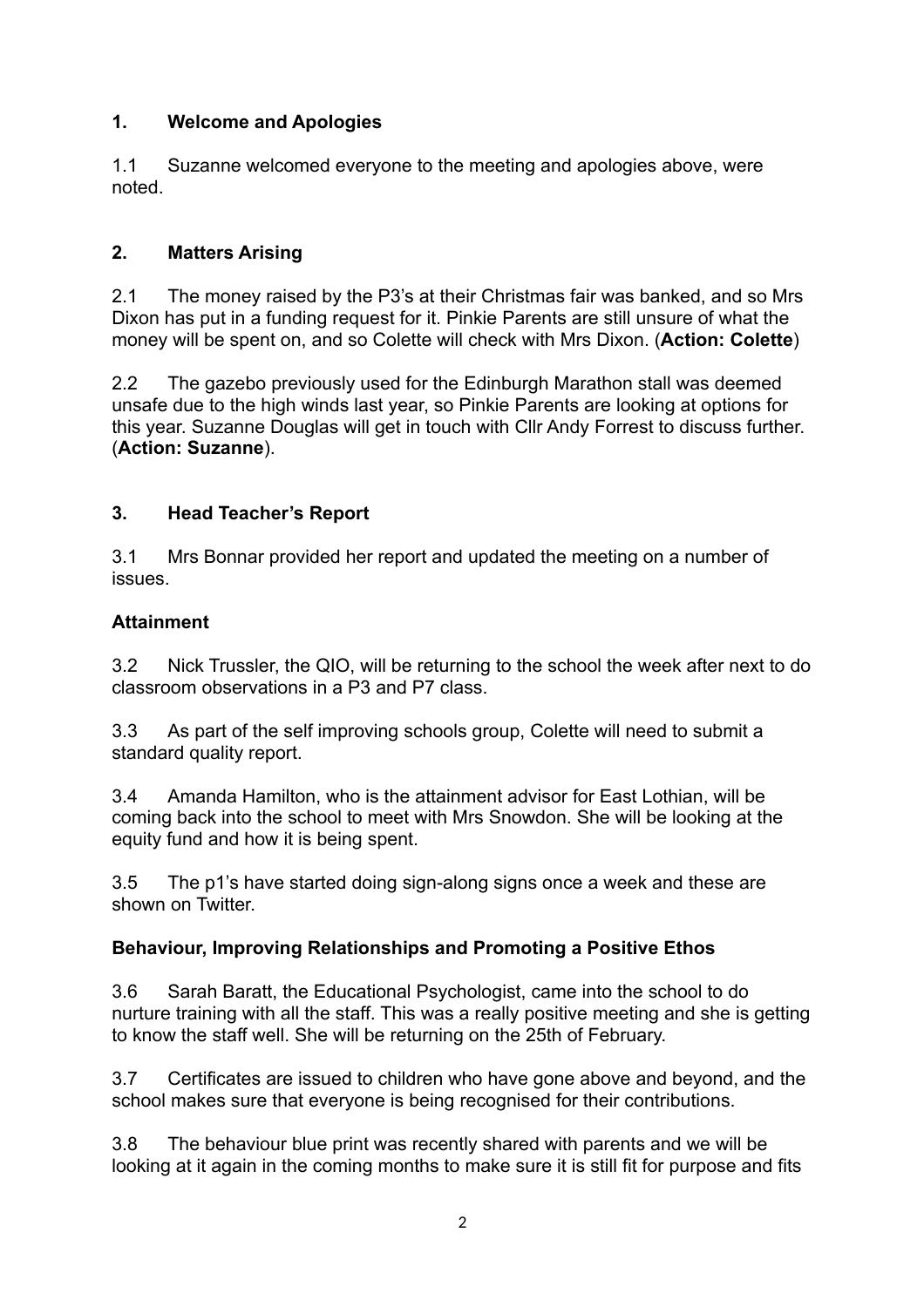## 1. Welcome and Apologies

1.1 Suzanne welcomed everyone to the meeting and apologies above, were noted.

## 2. Matters Arising

2.1 The money raised by the P3's at their Christmas fair was banked, and so Mrs Dixon has put in a funding request for it. Pinkie Parents are still unsure of what the money will be spent on, and so Colette will check with Mrs Dixon. (**Action: Colette**)

2.2 The gazebo previously used for the Edinburgh Marathon stall was deemed unsafe due to the high winds last year, so Pinkie Parents are looking at options for this year. Suzanne Douglas will get in touch with Cllr Andy Forrest to discuss further. (**Action: Suzanne**).

## 3. Head Teacher's Report

3.1 Mrs Bonnar provided her report and updated the meeting on a number of issues.

**Attainment**

3.2 Nick Trussler, the QIO, will be returning to the school the week after next to do classroom observations in a P3 and P7 class.

3.3 As part of the self improving schools group, Colette will need to submit a standard quality report.

3.4 Amanda Hamilton, who is the attainment advisor for East Lothian, will be coming back into the school to meet with Mrs Snowdon. She will be looking at the equity fund and how it is being spent.

3.5 The p1's have started doing sign-along signs once a week and these are shown on Twitter.

**Behaviour, Improving Relationships and Promoting a Positive Ethos**

3.6 Sarah Baratt, the Educational Psychologist, came into the school to do nurture training with all the staff. This was a really positive meeting and she is getting to know the staff well. She will be returning on the 25th of February.

3.7 Certificates are issued to children who have gone above and beyond, and the school makes sure that everyone is being recognised for their contributions.

3.8 The behaviour blue print was recently shared with parents and we will be looking at it again in the coming months to make sure it is still fit for purpose and fits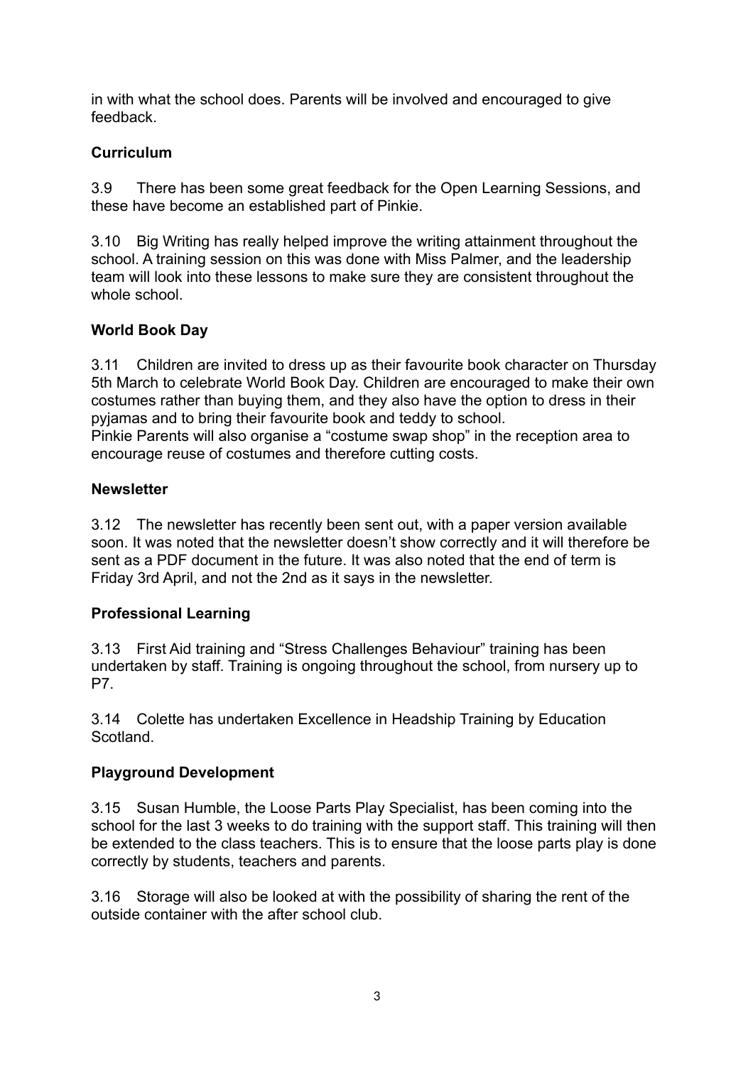in with what the school does. Parents will be involved and encouraged to give feedback.

**Curriculum**

3.9 There has been some great feedback for the Open Learning Sessions, and these have become an established part of Pinkie.

3.10 Big Writing has really helped improve the writing attainment throughout the school. A training session on this was done with Miss Palmer, and the leadership team will look into these lessons to make sure they are consistent throughout the whole school.

**World Book Day**

3.11 Children are invited to dress up as their favourite book character on Thursday 5th March to celebrate World Book Day. Children are encouraged to make their own costumes rather than buying them, and they also have the option to dress in their pyjamas and to bring their favourite book and teddy to school.
Pinkie Parents will also organise a "costume swap shop" in the reception area to encourage reuse of costumes and therefore cutting costs.

**Newsletter**

3.12 The newsletter has recently been sent out, with a paper version available soon. It was noted that the newsletter doesn't show correctly and it will therefore be sent as a PDF document in the future. It was also noted that the end of term is Friday 3rd April, and not the 2nd as it says in the newsletter.

**Professional Learning**

3.13 First Aid training and "Stress Challenges Behaviour" training has been undertaken by staff. Training is ongoing throughout the school, from nursery up to P7.

3.14 Colette has undertaken Excellence in Headship Training by Education Scotland.

**Playground Development**

3.15 Susan Humble, the Loose Parts Play Specialist, has been coming into the school for the last 3 weeks to do training with the support staff. This training will then be extended to the class teachers. This is to ensure that the loose parts play is done correctly by students, teachers and parents.

3.16 Storage will also be looked at with the possibility of sharing the rent of the outside container with the after school club.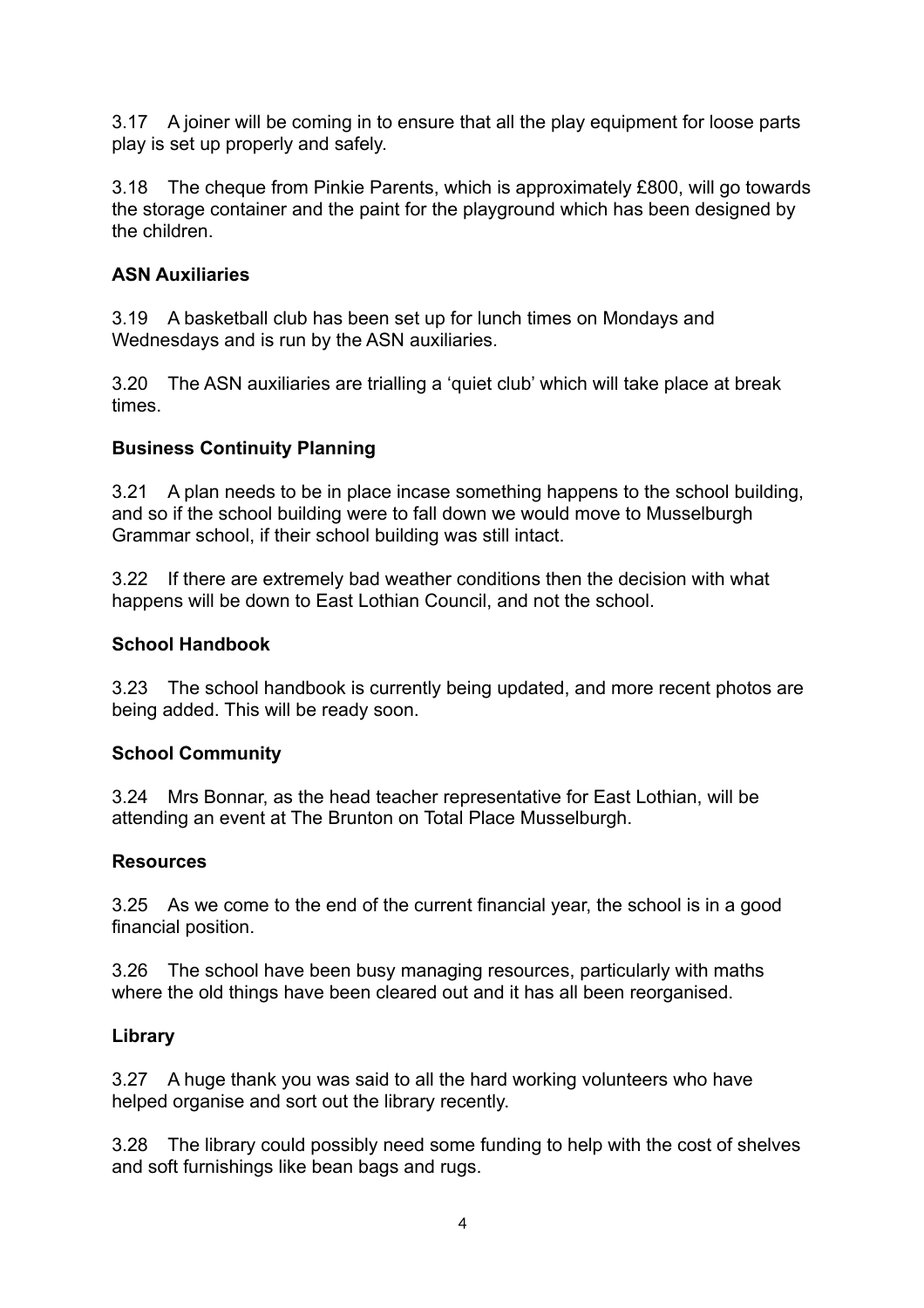3.17 A joiner will be coming in to ensure that all the play equipment for loose parts play is set up properly and safely.

3.18 The cheque from Pinkie Parents, which is approximately £800, will go towards the storage container and the paint for the playground which has been designed by the children.

**ASN Auxiliaries**

3.19 A basketball club has been set up for lunch times on Mondays and Wednesdays and is run by the ASN auxiliaries.

3.20 The ASN auxiliaries are trialling a 'quiet club' which will take place at break times.

**Business Continuity Planning**

3.21 A plan needs to be in place incase something happens to the school building, and so if the school building were to fall down we would move to Musselburgh Grammar school, if their school building was still intact.

3.22 If there are extremely bad weather conditions then the decision with what happens will be down to East Lothian Council, and not the school.

**School Handbook**

3.23 The school handbook is currently being updated, and more recent photos are being added. This will be ready soon.

**School Community**

3.24 Mrs Bonnar, as the head teacher representative for East Lothian, will be attending an event at The Brunton on Total Place Musselburgh.

**Resources**

3.25 As we come to the end of the current financial year, the school is in a good financial position.

3.26 The school have been busy managing resources, particularly with maths where the old things have been cleared out and it has all been reorganised.

**Library**

3.27 A huge thank you was said to all the hard working volunteers who have helped organise and sort out the library recently.

3.28 The library could possibly need some funding to help with the cost of shelves and soft furnishings like bean bags and rugs.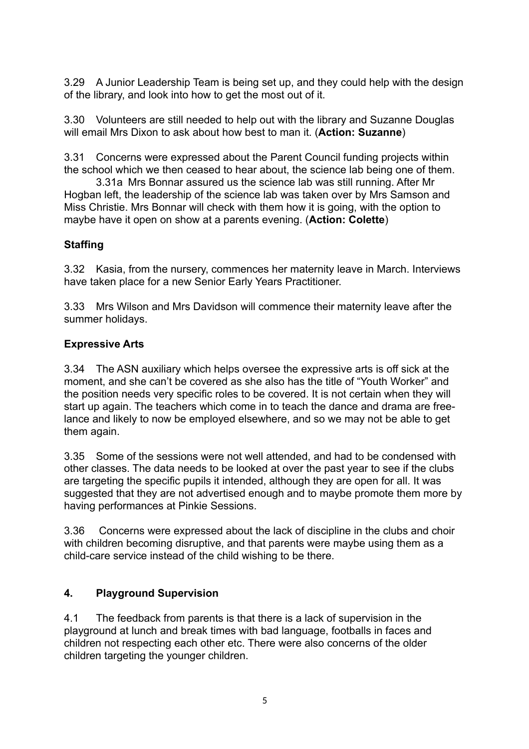3.29 A Junior Leadership Team is being set up, and they could help with the design of the library, and look into how to get the most out of it.

3.30 Volunteers are still needed to help out with the library and Suzanne Douglas will email Mrs Dixon to ask about how best to man it. (**Action: Suzanne**)

3.31 Concerns were expressed about the Parent Council funding projects within the school which we then ceased to hear about, the science lab being one of them.

3.31a Mrs Bonnar assured us the science lab was still running. After Mr Hogban left, the leadership of the science lab was taken over by Mrs Samson and Miss Christie. Mrs Bonnar will check with them how it is going, with the option to maybe have it open on show at a parents evening. (**Action: Colette**)

**Staffing**

3.32 Kasia, from the nursery, commences her maternity leave in March. Interviews have taken place for a new Senior Early Years Practitioner.

3.33 Mrs Wilson and Mrs Davidson will commence their maternity leave after the summer holidays.

**Expressive Arts**

3.34 The ASN auxiliary which helps oversee the expressive arts is off sick at the moment, and she can't be covered as she also has the title of "Youth Worker" and the position needs very specific roles to be covered. It is not certain when they will start up again. The teachers which come in to teach the dance and drama are free-lance and likely to now be employed elsewhere, and so we may not be able to get them again.

3.35 Some of the sessions were not well attended, and had to be condensed with other classes. The data needs to be looked at over the past year to see if the clubs are targeting the specific pupils it intended, although they are open for all. It was suggested that they are not advertised enough and to maybe promote them more by having performances at Pinkie Sessions.

3.36 Concerns were expressed about the lack of discipline in the clubs and choir with children becoming disruptive, and that parents were maybe using them as a child-care service instead of the child wishing to be there.

## 4. Playground Supervision

4.1 The feedback from parents is that there is a lack of supervision in the playground at lunch and break times with bad language, footballs in faces and children not respecting each other etc. There were also concerns of the older children targeting the younger children.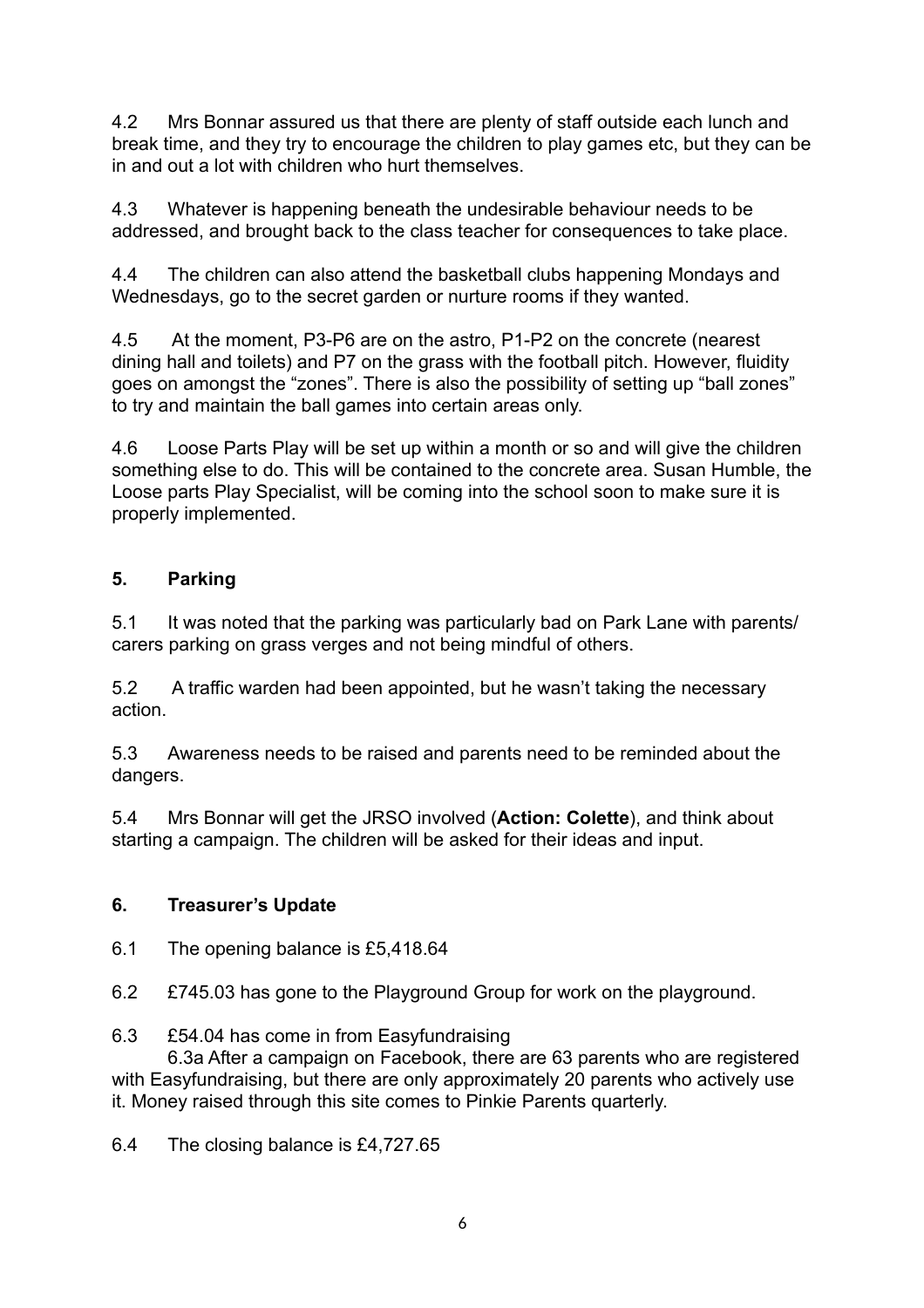4.2 Mrs Bonnar assured us that there are plenty of staff outside each lunch and break time, and they try to encourage the children to play games etc, but they can be in and out a lot with children who hurt themselves.

4.3 Whatever is happening beneath the undesirable behaviour needs to be addressed, and brought back to the class teacher for consequences to take place.

4.4 The children can also attend the basketball clubs happening Mondays and Wednesdays, go to the secret garden or nurture rooms if they wanted.

4.5 At the moment, P3-P6 are on the astro, P1-P2 on the concrete (nearest dining hall and toilets) and P7 on the grass with the football pitch. However, fluidity goes on amongst the "zones". There is also the possibility of setting up "ball zones" to try and maintain the ball games into certain areas only.

4.6 Loose Parts Play will be set up within a month or so and will give the children something else to do. This will be contained to the concrete area. Susan Humble, the Loose parts Play Specialist, will be coming into the school soon to make sure it is properly implemented.

## 5. Parking

5.1 It was noted that the parking was particularly bad on Park Lane with parents/ carers parking on grass verges and not being mindful of others.

5.2 A traffic warden had been appointed, but he wasn't taking the necessary action.

5.3 Awareness needs to be raised and parents need to be reminded about the dangers.

5.4 Mrs Bonnar will get the JRSO involved (**Action: Colette**), and think about starting a campaign. The children will be asked for their ideas and input.

## 6. Treasurer's Update

6.1 The opening balance is £5,418.64

6.2 £745.03 has gone to the Playground Group for work on the playground.

6.3 £54.04 has come in from Easyfundraising

6.3a After a campaign on Facebook, there are 63 parents who are registered with Easyfundraising, but there are only approximately 20 parents who actively use it. Money raised through this site comes to Pinkie Parents quarterly.

6.4 The closing balance is £4,727.65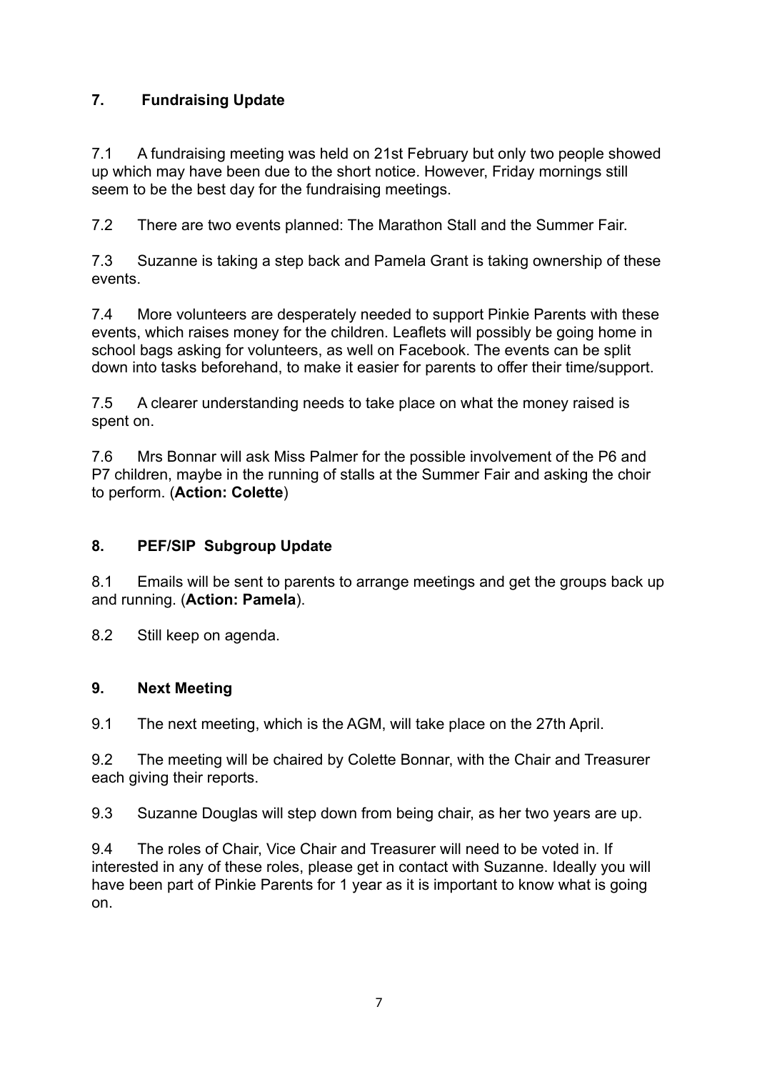## 7. Fundraising Update

7.1 A fundraising meeting was held on 21st February but only two people showed up which may have been due to the short notice. However, Friday mornings still seem to be the best day for the fundraising meetings.

7.2 There are two events planned: The Marathon Stall and the Summer Fair.

7.3 Suzanne is taking a step back and Pamela Grant is taking ownership of these events.

7.4 More volunteers are desperately needed to support Pinkie Parents with these events, which raises money for the children. Leaflets will possibly be going home in school bags asking for volunteers, as well on Facebook. The events can be split down into tasks beforehand, to make it easier for parents to offer their time/support.

7.5 A clearer understanding needs to take place on what the money raised is spent on.

7.6 Mrs Bonnar will ask Miss Palmer for the possible involvement of the P6 and P7 children, maybe in the running of stalls at the Summer Fair and asking the choir to perform. (**Action: Colette**)

## 8. PEF/SIP Subgroup Update

8.1 Emails will be sent to parents to arrange meetings and get the groups back up and running. (**Action: Pamela**).

8.2 Still keep on agenda.

## 9. Next Meeting

9.1 The next meeting, which is the AGM, will take place on the 27th April.

9.2 The meeting will be chaired by Colette Bonnar, with the Chair and Treasurer each giving their reports.

9.3 Suzanne Douglas will step down from being chair, as her two years are up.

9.4 The roles of Chair, Vice Chair and Treasurer will need to be voted in. If interested in any of these roles, please get in contact with Suzanne. Ideally you will have been part of Pinkie Parents for 1 year as it is important to know what is going on.